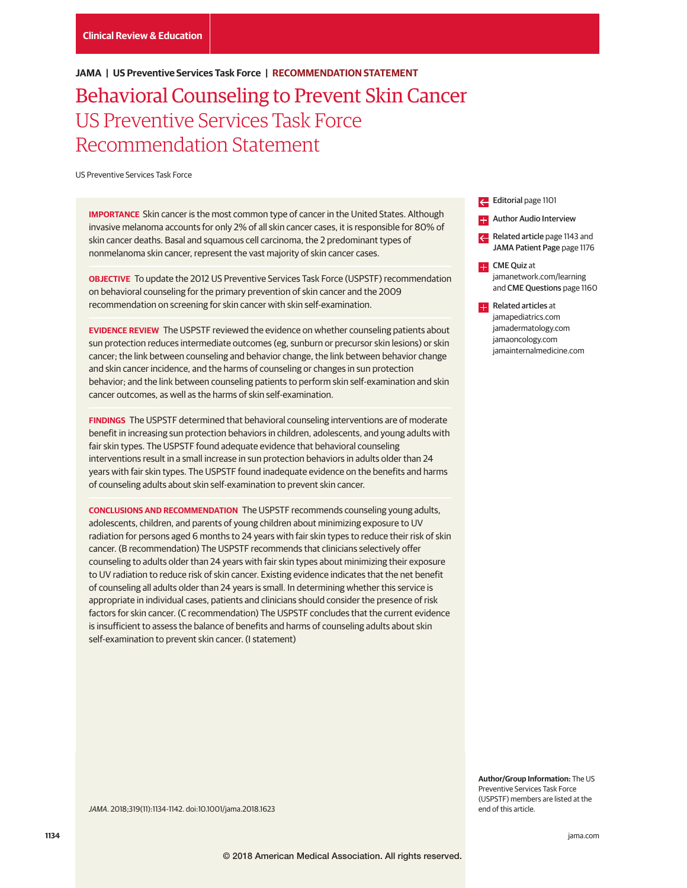Clinical Review & Education

JAMA | US Preventive Services Task Force | RECOMMENDATION STATEMENT

# Behavioral Counseling to Prevent Skin Cancer
## US Preventive Services Task Force Recommendation Statement

US Preventive Services Task Force

**IMPORTANCE** Skin cancer is the most common type of cancer in the United States. Although invasive melanoma accounts for only 2% of all skin cancer cases, it is responsible for 80% of skin cancer deaths. Basal and squamous cell carcinoma, the 2 predominant types of nonmelanoma skin cancer, represent the vast majority of skin cancer cases.

**OBJECTIVE** To update the 2012 US Preventive Services Task Force (USPSTF) recommendation on behavioral counseling for the primary prevention of skin cancer and the 2009 recommendation on screening for skin cancer with skin self-examination.

**EVIDENCE REVIEW** The USPSTF reviewed the evidence on whether counseling patients about sun protection reduces intermediate outcomes (eg, sunburn or precursor skin lesions) or skin cancer; the link between counseling and behavior change, the link between behavior change and skin cancer incidence, and the harms of counseling or changes in sun protection behavior; and the link between counseling patients to perform skin self-examination and skin cancer outcomes, as well as the harms of skin self-examination.

**FINDINGS** The USPSTF determined that behavioral counseling interventions are of moderate benefit in increasing sun protection behaviors in children, adolescents, and young adults with fair skin types. The USPSTF found adequate evidence that behavioral counseling interventions result in a small increase in sun protection behaviors in adults older than 24 years with fair skin types. The USPSTF found inadequate evidence on the benefits and harms of counseling adults about skin self-examination to prevent skin cancer.

**CONCLUSIONS AND RECOMMENDATION** The USPSTF recommends counseling young adults, adolescents, children, and parents of young children about minimizing exposure to UV radiation for persons aged 6 months to 24 years with fair skin types to reduce their risk of skin cancer. (B recommendation) The USPSTF recommends that clinicians selectively offer counseling to adults older than 24 years with fair skin types about minimizing their exposure to UV radiation to reduce risk of skin cancer. Existing evidence indicates that the net benefit of counseling all adults older than 24 years is small. In determining whether this service is appropriate in individual cases, patients and clinicians should consider the presence of risk factors for skin cancer. (C recommendation) The USPSTF concludes that the current evidence is insufficient to assess the balance of benefits and harms of counseling adults about skin self-examination to prevent skin cancer. (I statement)

*JAMA*. 2018;319(11):1134-1142. doi:10.1001/jama.2018.1623

**Editorial** page 1101

**Author Audio Interview**

**Related article** page 1143 and **JAMA Patient Page** page 1176

**CME Quiz** at jamanetwork.com/learning and **CME Questions** page 1160

**Related articles** at jamapediatrics.com jamadermatology.com jamaoncology.com jamainternalmedicine.com

**Author/Group Information:** The US Preventive Services Task Force (USPSTF) members are listed at the end of this article.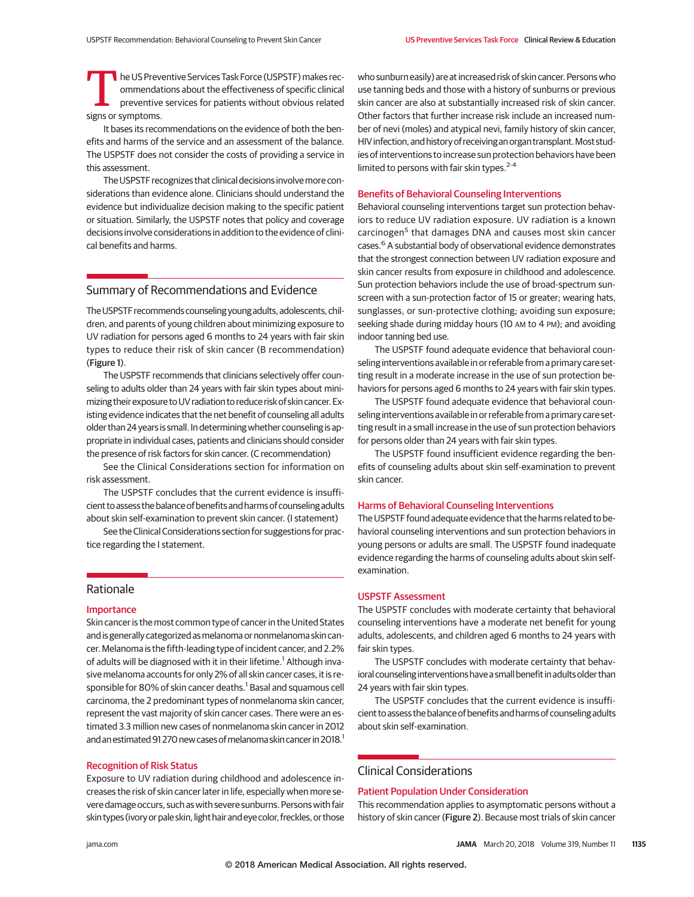The US Preventive Services Task Force (USPSTF) makes recommendations about the effectiveness of specific clinical preventive services for patients without obvious related signs or symptoms.

It bases its recommendations on the evidence of both the benefits and harms of the service and an assessment of the balance. The USPSTF does not consider the costs of providing a service in this assessment.

The USPSTF recognizes that clinical decisions involve more considerations than evidence alone. Clinicians should understand the evidence but individualize decision making to the specific patient or situation. Similarly, the USPSTF notes that policy and coverage decisions involve considerations in addition to the evidence of clinical benefits and harms.

## Summary of Recommendations and Evidence

The USPSTF recommends counseling young adults, adolescents, children, and parents of young children about minimizing exposure to UV radiation for persons aged 6 months to 24 years with fair skin types to reduce their risk of skin cancer (B recommendation) (**Figure 1**).

The USPSTF recommends that clinicians selectively offer counseling to adults older than 24 years with fair skin types about minimizing their exposure to UV radiation to reduce risk of skin cancer. Existing evidence indicates that the net benefit of counseling all adults older than 24 years is small. In determining whether counseling is appropriate in individual cases, patients and clinicians should consider the presence of risk factors for skin cancer. (C recommendation)

See the Clinical Considerations section for information on risk assessment.

The USPSTF concludes that the current evidence is insufficient to assess the balance of benefits and harms of counseling adults about skin self-examination to prevent skin cancer. (I statement)

See the Clinical Considerations section for suggestions for practice regarding the I statement.

## Rationale

### Importance

Skin cancer is the most common type of cancer in the United States and is generally categorized as melanoma or nonmelanoma skin cancer. Melanoma is the fifth-leading type of incident cancer, and 2.2% of adults will be diagnosed with it in their lifetime.[1] Although invasive melanoma accounts for only 2% of all skin cancer cases, it is responsible for 80% of skin cancer deaths.[1] Basal and squamous cell carcinoma, the 2 predominant types of nonmelanoma skin cancer, represent the vast majority of skin cancer cases. There were an estimated 3.3 million new cases of nonmelanoma skin cancer in 2012 and an estimated 91 270 new cases of melanoma skin cancer in 2018.[1]

### Recognition of Risk Status

Exposure to UV radiation during childhood and adolescence increases the risk of skin cancer later in life, especially when more severe damage occurs, such as with severe sunburns. Persons with fair skin types (ivory or pale skin, light hair and eye color, freckles, or those who sunburn easily) are at increased risk of skin cancer. Persons who use tanning beds and those with a history of sunburns or previous skin cancer are also at substantially increased risk of skin cancer. Other factors that further increase risk include an increased number of nevi (moles) and atypical nevi, family history of skin cancer, HIV infection, and history of receiving an organ transplant. Most studies of interventions to increase sun protection behaviors have been limited to persons with fair skin types.[2-4]

### Benefits of Behavioral Counseling Interventions

Behavioral counseling interventions target sun protection behaviors to reduce UV radiation exposure. UV radiation is a known carcinogen[5] that damages DNA and causes most skin cancer cases.[6] A substantial body of observational evidence demonstrates that the strongest connection between UV radiation exposure and skin cancer results from exposure in childhood and adolescence. Sun protection behaviors include the use of broad-spectrum sunscreen with a sun-protection factor of 15 or greater; wearing hats, sunglasses, or sun-protective clothing; avoiding sun exposure; seeking shade during midday hours (10 AM to 4 PM); and avoiding indoor tanning bed use.

The USPSTF found adequate evidence that behavioral counseling interventions available in or referable from a primary care setting result in a moderate increase in the use of sun protection behaviors for persons aged 6 months to 24 years with fair skin types.

The USPSTF found adequate evidence that behavioral counseling interventions available in or referable from a primary care setting result in a small increase in the use of sun protection behaviors for persons older than 24 years with fair skin types.

The USPSTF found insufficient evidence regarding the benefits of counseling adults about skin self-examination to prevent skin cancer.

### Harms of Behavioral Counseling Interventions

The USPSTF found adequate evidence that the harms related to behavioral counseling interventions and sun protection behaviors in young persons or adults are small. The USPSTF found inadequate evidence regarding the harms of counseling adults about skin self-examination.

### USPSTF Assessment

The USPSTF concludes with moderate certainty that behavioral counseling interventions have a moderate net benefit for young adults, adolescents, and children aged 6 months to 24 years with fair skin types.

The USPSTF concludes with moderate certainty that behavioral counseling interventions have a small benefit in adults older than 24 years with fair skin types.

The USPSTF concludes that the current evidence is insufficient to assess the balance of benefits and harms of counseling adults about skin self-examination.

## Clinical Considerations

### Patient Population Under Consideration

This recommendation applies to asymptomatic persons without a history of skin cancer (**Figure 2**). Because most trials of skin cancer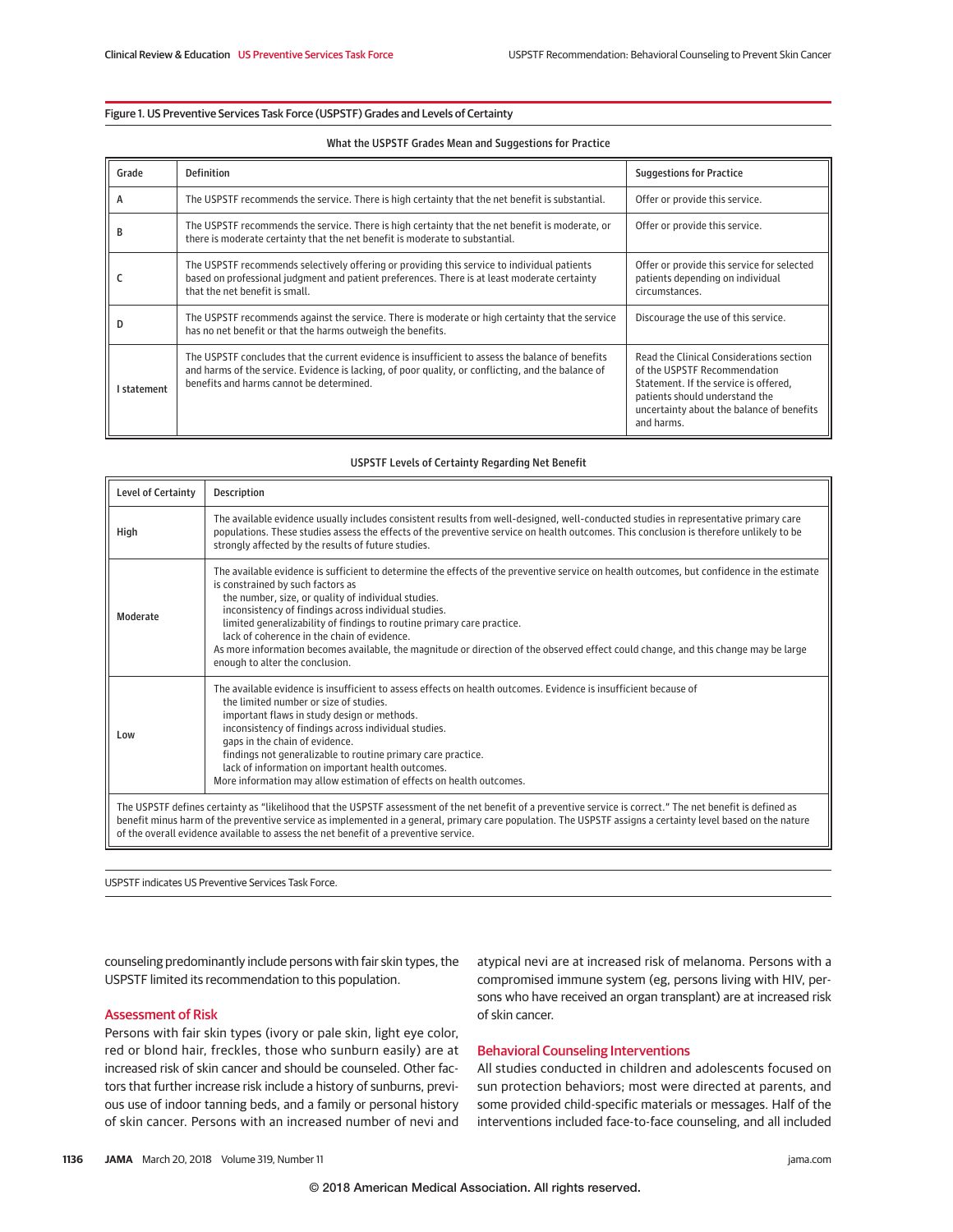Figure 1. US Preventive Services Task Force (USPSTF) Grades and Levels of Certainty

What the USPSTF Grades Mean and Suggestions for Practice

| Grade | Definition | Suggestions for Practice |
|---|---|---|
| A | The USPSTF recommends the service. There is high certainty that the net benefit is substantial. | Offer or provide this service. |
| B | The USPSTF recommends the service. There is high certainty that the net benefit is moderate, or there is moderate certainty that the net benefit is moderate to substantial. | Offer or provide this service. |
| C | The USPSTF recommends selectively offering or providing this service to individual patients based on professional judgment and patient preferences. There is at least moderate certainty that the net benefit is small. | Offer or provide this service for selected patients depending on individual circumstances. |
| D | The USPSTF recommends against the service. There is moderate or high certainty that the service has no net benefit or that the harms outweigh the benefits. | Discourage the use of this service. |
| I statement | The USPSTF concludes that the current evidence is insufficient to assess the balance of benefits and harms of the service. Evidence is lacking, of poor quality, or conflicting, and the balance of benefits and harms cannot be determined. | Read the Clinical Considerations section of the USPSTF Recommendation Statement. If the service is offered, patients should understand the uncertainty about the balance of benefits and harms. |

USPSTF Levels of Certainty Regarding Net Benefit

| Level of Certainty | Description |
|---|---|
| High | The available evidence usually includes consistent results from well-designed, well-conducted studies in representative primary care populations. These studies assess the effects of the preventive service on health outcomes. This conclusion is therefore unlikely to be strongly affected by the results of future studies. |
| Moderate | The available evidence is sufficient to determine the effects of the preventive service on health outcomes, but confidence in the estimate is constrained by such factors as<br>the number, size, or quality of individual studies.<br>inconsistency of findings across individual studies.<br>limited generalizability of findings to routine primary care practice.<br>lack of coherence in the chain of evidence.<br>As more information becomes available, the magnitude or direction of the observed effect could change, and this change may be large enough to alter the conclusion. |
| Low | The available evidence is insufficient to assess effects on health outcomes. Evidence is insufficient because of<br>the limited number or size of studies.<br>important flaws in study design or methods.<br>inconsistency of findings across individual studies.<br>gaps in the chain of evidence.<br>findings not generalizable to routine primary care practice.<br>lack of information on important health outcomes.<br>More information may allow estimation of effects on health outcomes. |

The USPSTF defines certainty as "likelihood that the USPSTF assessment of the net benefit of a preventive service is correct." The net benefit is defined as benefit minus harm of the preventive service as implemented in a general, primary care population. The USPSTF assigns a certainty level based on the nature of the overall evidence available to assess the net benefit of a preventive service.

USPSTF indicates US Preventive Services Task Force.

counseling predominantly include persons with fair skin types, the USPSTF limited its recommendation to this population.

## Assessment of Risk

Persons with fair skin types (ivory or pale skin, light eye color, red or blond hair, freckles, those who sunburn easily) are at increased risk of skin cancer and should be counseled. Other factors that further increase risk include a history of sunburns, previous use of indoor tanning beds, and a family or personal history of skin cancer. Persons with an increased number of nevi and atypical nevi are at increased risk of melanoma. Persons with a compromised immune system (eg, persons living with HIV, persons who have received an organ transplant) are at increased risk of skin cancer.

## Behavioral Counseling Interventions

All studies conducted in children and adolescents focused on sun protection behaviors; most were directed at parents, and some provided child-specific materials or messages. Half of the interventions included face-to-face counseling, and all included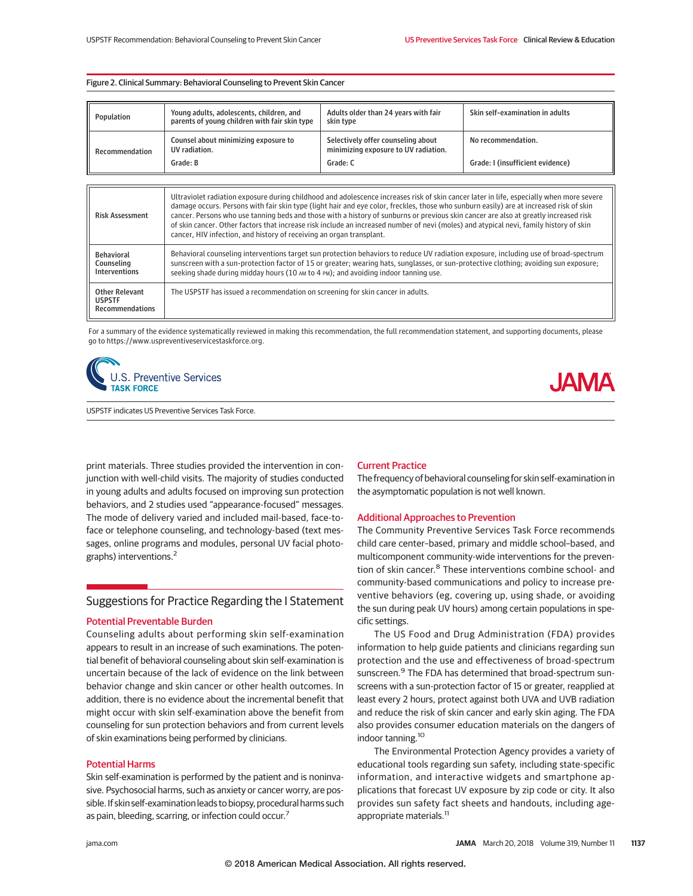Figure 2. Clinical Summary: Behavioral Counseling to Prevent Skin Cancer

| Population | Young adults, adolescents, children, and parents of young children with fair skin type | Adults older than 24 years with fair skin type | Skin self-examination in adults |
|---|---|---|---|
| Recommendation | Counsel about minimizing exposure to UV radiation.<br><br>Grade: B | Selectively offer counseling about minimizing exposure to UV radiation.<br><br>Grade: C | No recommendation.<br><br>Grade: I (insufficient evidence) |

| | |
|---|---|
| Risk Assessment | Ultraviolet radiation exposure during childhood and adolescence increases risk of skin cancer later in life, especially when more severe damage occurs. Persons with fair skin type (light hair and eye color, freckles, those who sunburn easily) are at increased risk of skin cancer. Persons who use tanning beds and those with a history of sunburns or previous skin cancer are also at greatly increased risk of skin cancer. Other factors that increase risk include an increased number of nevi (moles) and atypical nevi, family history of skin cancer, HIV infection, and history of receiving an organ transplant. |
| Behavioral Counseling Interventions | Behavioral counseling interventions target sun protection behaviors to reduce UV radiation exposure, including use of broad-spectrum sunscreen with a sun-protection factor of 15 or greater; wearing hats, sunglasses, or sun-protective clothing; avoiding sun exposure; seeking shade during midday hours (10 AM to 4 PM); and avoiding indoor tanning use. |
| Other Relevant USPSTF Recommendations | The USPSTF has issued a recommendation on screening for skin cancer in adults. |

For a summary of the evidence systematically reviewed in making this recommendation, the full recommendation statement, and supporting documents, please go to https://www.uspreventiveservicestaskforce.org.

USPSTF indicates US Preventive Services Task Force.

print materials. Three studies provided the intervention in conjunction with well-child visits. The majority of studies conducted in young adults and adults focused on improving sun protection behaviors, and 2 studies used "appearance-focused" messages. The mode of delivery varied and included mail-based, face-to-face or telephone counseling, and technology-based (text messages, online programs and modules, personal UV facial photographs) interventions.[2]

## Suggestions for Practice Regarding the I Statement

### Potential Preventable Burden

Counseling adults about performing skin self-examination appears to result in an increase of such examinations. The potential benefit of behavioral counseling about skin self-examination is uncertain because of the lack of evidence on the link between behavior change and skin cancer or other health outcomes. In addition, there is no evidence about the incremental benefit that might occur with skin self-examination above the benefit from counseling for sun protection behaviors and from current levels of skin examinations being performed by clinicians.

### Potential Harms

Skin self-examination is performed by the patient and is noninvasive. Psychosocial harms, such as anxiety or cancer worry, are possible. If skin self-examination leads to biopsy, procedural harms such as pain, bleeding, scarring, or infection could occur.[7]

### Current Practice

The frequency of behavioral counseling for skin self-examination in the asymptomatic population is not well known.

### Additional Approaches to Prevention

The Community Preventive Services Task Force recommends child care center–based, primary and middle school–based, and multicomponent community-wide interventions for the prevention of skin cancer.[8] These interventions combine school- and community-based communications and policy to increase preventive behaviors (eg, covering up, using shade, or avoiding the sun during peak UV hours) among certain populations in specific settings.

The US Food and Drug Administration (FDA) provides information to help guide patients and clinicians regarding sun protection and the use and effectiveness of broad-spectrum sunscreen.[9] The FDA has determined that broad-spectrum sunscreens with a sun-protection factor of 15 or greater, reapplied at least every 2 hours, protect against both UVA and UVB radiation and reduce the risk of skin cancer and early skin aging. The FDA also provides consumer education materials on the dangers of indoor tanning.[10]

The Environmental Protection Agency provides a variety of educational tools regarding sun safety, including state-specific information, and interactive widgets and smartphone applications that forecast UV exposure by zip code or city. It also provides sun safety fact sheets and handouts, including age-appropriate materials.[11]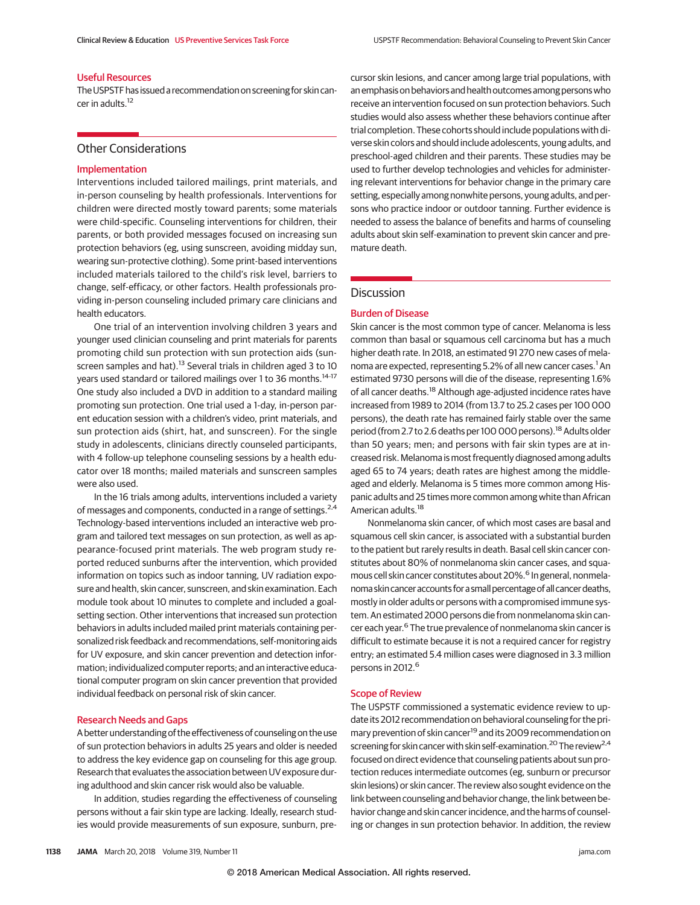### Useful Resources

The USPSTF has issued a recommendation on screening for skin cancer in adults.[12]

## Other Considerations

### Implementation

Interventions included tailored mailings, print materials, and in-person counseling by health professionals. Interventions for children were directed mostly toward parents; some materials were child-specific. Counseling interventions for children, their parents, or both provided messages focused on increasing sun protection behaviors (eg, using sunscreen, avoiding midday sun, wearing sun-protective clothing). Some print-based interventions included materials tailored to the child's risk level, barriers to change, self-efficacy, or other factors. Health professionals providing in-person counseling included primary care clinicians and health educators.

One trial of an intervention involving children 3 years and younger used clinician counseling and print materials for parents promoting child sun protection with sun protection aids (sunscreen samples and hat).[13] Several trials in children aged 3 to 10 years used standard or tailored mailings over 1 to 36 months.[14-17] One study also included a DVD in addition to a standard mailing promoting sun protection. One trial used a 1-day, in-person parent education session with a children's video, print materials, and sun protection aids (shirt, hat, and sunscreen). For the single study in adolescents, clinicians directly counseled participants, with 4 follow-up telephone counseling sessions by a health educator over 18 months; mailed materials and sunscreen samples were also used.

In the 16 trials among adults, interventions included a variety of messages and components, conducted in a range of settings.[2,4] Technology-based interventions included an interactive web program and tailored text messages on sun protection, as well as appearance-focused print materials. The web program study reported reduced sunburns after the intervention, which provided information on topics such as indoor tanning, UV radiation exposure and health, skin cancer, sunscreen, and skin examination. Each module took about 10 minutes to complete and included a goal-setting section. Other interventions that increased sun protection behaviors in adults included mailed print materials containing personalized risk feedback and recommendations, self-monitoring aids for UV exposure, and skin cancer prevention and detection information; individualized computer reports; and an interactive educational computer program on skin cancer prevention that provided individual feedback on personal risk of skin cancer.

### Research Needs and Gaps

A better understanding of the effectiveness of counseling on the use of sun protection behaviors in adults 25 years and older is needed to address the key evidence gap on counseling for this age group. Research that evaluates the association between UV exposure during adulthood and skin cancer risk would also be valuable.

In addition, studies regarding the effectiveness of counseling persons without a fair skin type are lacking. Ideally, research studies would provide measurements of sun exposure, sunburn, precursor skin lesions, and cancer among large trial populations, with an emphasis on behaviors and health outcomes among persons who receive an intervention focused on sun protection behaviors. Such studies would also assess whether these behaviors continue after trial completion. These cohorts should include populations with diverse skin colors and should include adolescents, young adults, and preschool-aged children and their parents. These studies may be used to further develop technologies and vehicles for administering relevant interventions for behavior change in the primary care setting, especially among nonwhite persons, young adults, and persons who practice indoor or outdoor tanning. Further evidence is needed to assess the balance of benefits and harms of counseling adults about skin self-examination to prevent skin cancer and premature death.

## Discussion

### Burden of Disease

Skin cancer is the most common type of cancer. Melanoma is less common than basal or squamous cell carcinoma but has a much higher death rate. In 2018, an estimated 91 270 new cases of melanoma are expected, representing 5.2% of all new cancer cases.[1] An estimated 9730 persons will die of the disease, representing 1.6% of all cancer deaths.[18] Although age-adjusted incidence rates have increased from 1989 to 2014 (from 13.7 to 25.2 cases per 100 000 persons), the death rate has remained fairly stable over the same period (from 2.7 to 2.6 deaths per 100 000 persons).[18] Adults older than 50 years; men; and persons with fair skin types are at increased risk. Melanoma is most frequently diagnosed among adults aged 65 to 74 years; death rates are highest among the middle-aged and elderly. Melanoma is 5 times more common among Hispanic adults and 25 times more common among white than African American adults.[18]

Nonmelanoma skin cancer, of which most cases are basal and squamous cell skin cancer, is associated with a substantial burden to the patient but rarely results in death. Basal cell skin cancer constitutes about 80% of nonmelanoma skin cancer cases, and squamous cell skin cancer constitutes about 20%.[6] In general, nonmelanoma skin cancer accounts for a small percentage of all cancer deaths, mostly in older adults or persons with a compromised immune system. An estimated 2000 persons die from nonmelanoma skin cancer each year.[6] The true prevalence of nonmelanoma skin cancer is difficult to estimate because it is not a required cancer for registry entry; an estimated 5.4 million cases were diagnosed in 3.3 million persons in 2012.[6]

### Scope of Review

The USPSTF commissioned a systematic evidence review to update its 2012 recommendation on behavioral counseling for the primary prevention of skin cancer[19] and its 2009 recommendation on screening for skin cancer with skin self-examination.[20] The review[2,4] focused on direct evidence that counseling patients about sun protection reduces intermediate outcomes (eg, sunburn or precursor skin lesions) or skin cancer. The review also sought evidence on the link between counseling and behavior change, the link between behavior change and skin cancer incidence, and the harms of counseling or changes in sun protection behavior. In addition, the review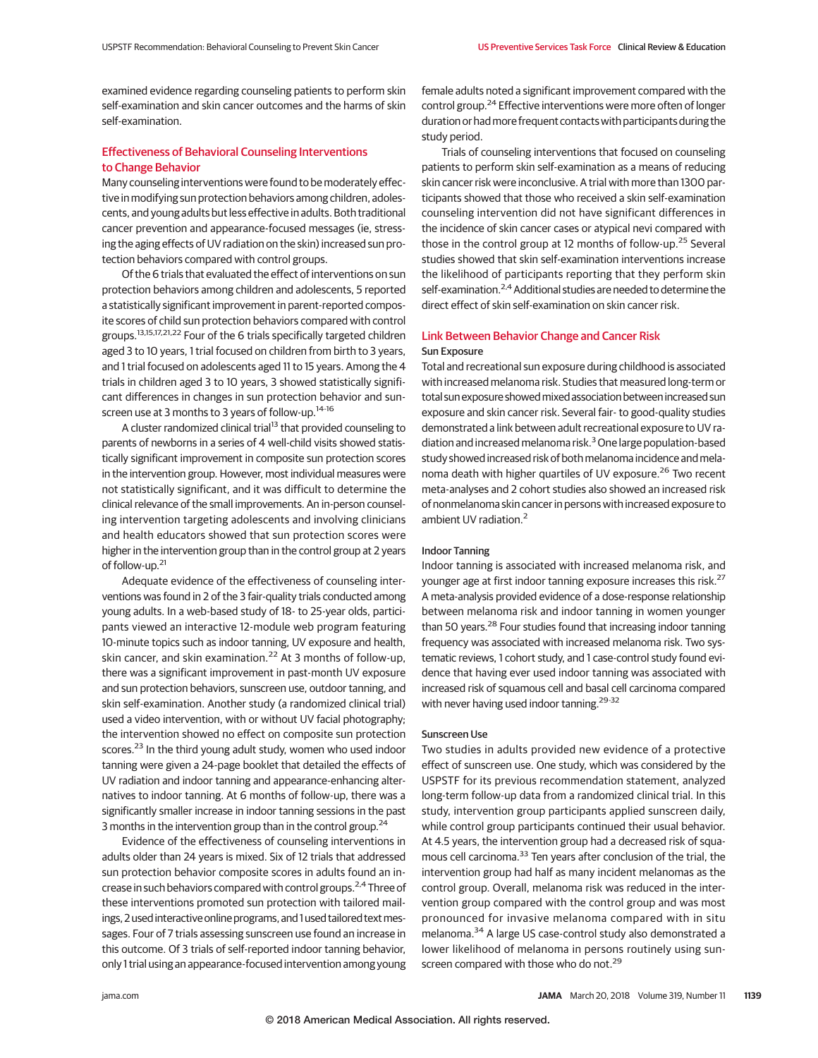examined evidence regarding counseling patients to perform skin self-examination and skin cancer outcomes and the harms of skin self-examination.

## Effectiveness of Behavioral Counseling Interventions to Change Behavior

Many counseling interventions were found to be moderately effective in modifying sun protection behaviors among children, adolescents, and young adults but less effective in adults. Both traditional cancer prevention and appearance-focused messages (ie, stressing the aging effects of UV radiation on the skin) increased sun protection behaviors compared with control groups.

Of the 6 trials that evaluated the effect of interventions on sun protection behaviors among children and adolescents, 5 reported a statistically significant improvement in parent-reported composite scores of child sun protection behaviors compared with control groups.[13,15,17,21,22] Four of the 6 trials specifically targeted children aged 3 to 10 years, 1 trial focused on children from birth to 3 years, and 1 trial focused on adolescents aged 11 to 15 years. Among the 4 trials in children aged 3 to 10 years, 3 showed statistically significant differences in changes in sun protection behavior and sunscreen use at 3 months to 3 years of follow-up.[14-16]

A cluster randomized clinical trial[13] that provided counseling to parents of newborns in a series of 4 well-child visits showed statistically significant improvement in composite sun protection scores in the intervention group. However, most individual measures were not statistically significant, and it was difficult to determine the clinical relevance of the small improvements. An in-person counseling intervention targeting adolescents and involving clinicians and health educators showed that sun protection scores were higher in the intervention group than in the control group at 2 years of follow-up.[21]

Adequate evidence of the effectiveness of counseling interventions was found in 2 of the 3 fair-quality trials conducted among young adults. In a web-based study of 18- to 25-year olds, participants viewed an interactive 12-module web program featuring 10-minute topics such as indoor tanning, UV exposure and health, skin cancer, and skin examination.[22] At 3 months of follow-up, there was a significant improvement in past-month UV exposure and sun protection behaviors, sunscreen use, outdoor tanning, and skin self-examination. Another study (a randomized clinical trial) used a video intervention, with or without UV facial photography; the intervention showed no effect on composite sun protection scores.[23] In the third young adult study, women who used indoor tanning were given a 24-page booklet that detailed the effects of UV radiation and indoor tanning and appearance-enhancing alternatives to indoor tanning. At 6 months of follow-up, there was a significantly smaller increase in indoor tanning sessions in the past 3 months in the intervention group than in the control group.[24]

Evidence of the effectiveness of counseling interventions in adults older than 24 years is mixed. Six of 12 trials that addressed sun protection behavior composite scores in adults found an increase in such behaviors compared with control groups.[2,4] Three of these interventions promoted sun protection with tailored mailings, 2 used interactive online programs, and 1 used tailored text messages. Four of 7 trials assessing sunscreen use found an increase in this outcome. Of 3 trials of self-reported indoor tanning behavior, only 1 trial using an appearance-focused intervention among young female adults noted a significant improvement compared with the control group.[24] Effective interventions were more often of longer duration or had more frequent contacts with participants during the study period.

Trials of counseling interventions that focused on counseling patients to perform skin self-examination as a means of reducing skin cancer risk were inconclusive. A trial with more than 1300 participants showed that those who received a skin self-examination counseling intervention did not have significant differences in the incidence of skin cancer cases or atypical nevi compared with those in the control group at 12 months of follow-up.[25] Several studies showed that skin self-examination interventions increase the likelihood of participants reporting that they perform skin self-examination.[2,4] Additional studies are needed to determine the direct effect of skin self-examination on skin cancer risk.

## Link Between Behavior Change and Cancer Risk

### Sun Exposure

Total and recreational sun exposure during childhood is associated with increased melanoma risk. Studies that measured long-term or total sun exposure showed mixed association between increased sun exposure and skin cancer risk. Several fair- to good-quality studies demonstrated a link between adult recreational exposure to UV radiation and increased melanoma risk.[3] One large population-based study showed increased risk of both melanoma incidence and melanoma death with higher quartiles of UV exposure.[26] Two recent meta-analyses and 2 cohort studies also showed an increased risk of nonmelanoma skin cancer in persons with increased exposure to ambient UV radiation.[2]

### Indoor Tanning

Indoor tanning is associated with increased melanoma risk, and younger age at first indoor tanning exposure increases this risk.[27] A meta-analysis provided evidence of a dose-response relationship between melanoma risk and indoor tanning in women younger than 50 years.[28] Four studies found that increasing indoor tanning frequency was associated with increased melanoma risk. Two systematic reviews, 1 cohort study, and 1 case-control study found evidence that having ever used indoor tanning was associated with increased risk of squamous cell and basal cell carcinoma compared with never having used indoor tanning.[29-32]

### Sunscreen Use

Two studies in adults provided new evidence of a protective effect of sunscreen use. One study, which was considered by the USPSTF for its previous recommendation statement, analyzed long-term follow-up data from a randomized clinical trial. In this study, intervention group participants applied sunscreen daily, while control group participants continued their usual behavior. At 4.5 years, the intervention group had a decreased risk of squamous cell carcinoma.[33] Ten years after conclusion of the trial, the intervention group had half as many incident melanomas as the control group. Overall, melanoma risk was reduced in the intervention group compared with the control group and was most pronounced for invasive melanoma compared with in situ melanoma.[34] A large US case-control study also demonstrated a lower likelihood of melanoma in persons routinely using sunscreen compared with those who do not.[29]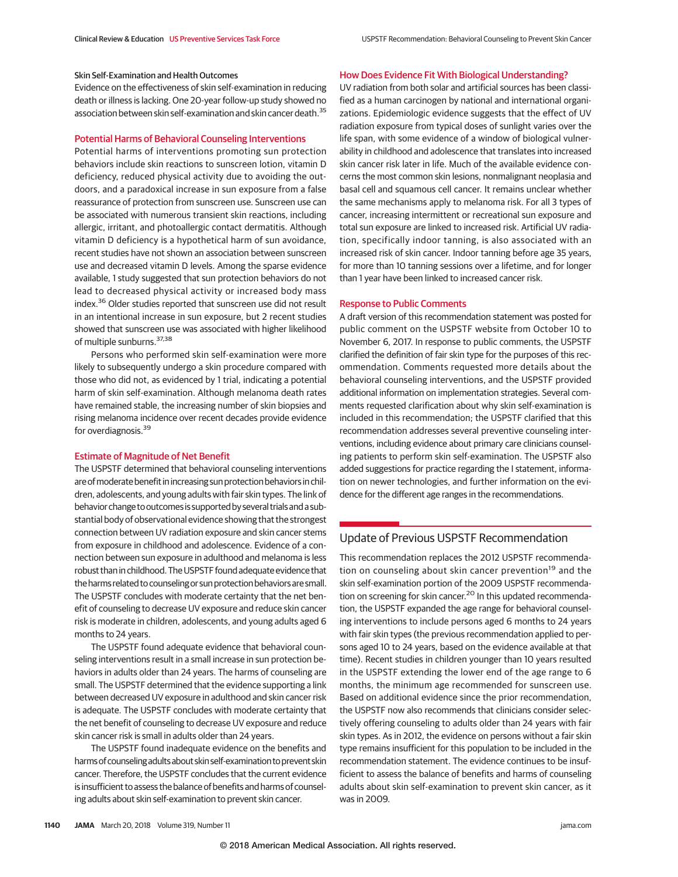### Skin Self-Examination and Health Outcomes

Evidence on the effectiveness of skin self-examination in reducing death or illness is lacking. One 20-year follow-up study showed no association between skin self-examination and skin cancer death.[35]

## Potential Harms of Behavioral Counseling Interventions

Potential harms of interventions promoting sun protection behaviors include skin reactions to sunscreen lotion, vitamin D deficiency, reduced physical activity due to avoiding the outdoors, and a paradoxical increase in sun exposure from a false reassurance of protection from sunscreen use. Sunscreen use can be associated with numerous transient skin reactions, including allergic, irritant, and photoallergic contact dermatitis. Although vitamin D deficiency is a hypothetical harm of sun avoidance, recent studies have not shown an association between sunscreen use and decreased vitamin D levels. Among the sparse evidence available, 1 study suggested that sun protection behaviors do not lead to decreased physical activity or increased body mass index.[36] Older studies reported that sunscreen use did not result in an intentional increase in sun exposure, but 2 recent studies showed that sunscreen use was associated with higher likelihood of multiple sunburns.[37,38]

Persons who performed skin self-examination were more likely to subsequently undergo a skin procedure compared with those who did not, as evidenced by 1 trial, indicating a potential harm of skin self-examination. Although melanoma death rates have remained stable, the increasing number of skin biopsies and rising melanoma incidence over recent decades provide evidence for overdiagnosis.[39]

## Estimate of Magnitude of Net Benefit

The USPSTF determined that behavioral counseling interventions are of moderate benefit in increasing sun protection behaviors in children, adolescents, and young adults with fair skin types. The link of behavior change to outcomes is supported by several trials and a substantial body of observational evidence showing that the strongest connection between UV radiation exposure and skin cancer stems from exposure in childhood and adolescence. Evidence of a connection between sun exposure in adulthood and melanoma is less robust than in childhood. The USPSTF found adequate evidence that the harms related to counseling or sun protection behaviors are small. The USPSTF concludes with moderate certainty that the net benefit of counseling to decrease UV exposure and reduce skin cancer risk is moderate in children, adolescents, and young adults aged 6 months to 24 years.

The USPSTF found adequate evidence that behavioral counseling interventions result in a small increase in sun protection behaviors in adults older than 24 years. The harms of counseling are small. The USPSTF determined that the evidence supporting a link between decreased UV exposure in adulthood and skin cancer risk is adequate. The USPSTF concludes with moderate certainty that the net benefit of counseling to decrease UV exposure and reduce skin cancer risk is small in adults older than 24 years.

The USPSTF found inadequate evidence on the benefits and harms of counseling adults about skin self-examination to prevent skin cancer. Therefore, the USPSTF concludes that the current evidence is insufficient to assess the balance of benefits and harms of counseling adults about skin self-examination to prevent skin cancer.

## How Does Evidence Fit With Biological Understanding?

UV radiation from both solar and artificial sources has been classified as a human carcinogen by national and international organizations. Epidemiologic evidence suggests that the effect of UV radiation exposure from typical doses of sunlight varies over the life span, with some evidence of a window of biological vulnerability in childhood and adolescence that translates into increased skin cancer risk later in life. Much of the available evidence concerns the most common skin lesions, nonmalignant neoplasia and basal cell and squamous cell cancer. It remains unclear whether the same mechanisms apply to melanoma risk. For all 3 types of cancer, increasing intermittent or recreational sun exposure and total sun exposure are linked to increased risk. Artificial UV radiation, specifically indoor tanning, is also associated with an increased risk of skin cancer. Indoor tanning before age 35 years, for more than 10 tanning sessions over a lifetime, and for longer than 1 year have been linked to increased cancer risk.

## Response to Public Comments

A draft version of this recommendation statement was posted for public comment on the USPSTF website from October 10 to November 6, 2017. In response to public comments, the USPSTF clarified the definition of fair skin type for the purposes of this recommendation. Comments requested more details about the behavioral counseling interventions, and the USPSTF provided additional information on implementation strategies. Several comments requested clarification about why skin self-examination is included in this recommendation; the USPSTF clarified that this recommendation addresses several preventive counseling interventions, including evidence about primary care clinicians counseling patients to perform skin self-examination. The USPSTF also added suggestions for practice regarding the I statement, information on newer technologies, and further information on the evidence for the different age ranges in the recommendations.

# Update of Previous USPSTF Recommendation

This recommendation replaces the 2012 USPSTF recommendation on counseling about skin cancer prevention[19] and the skin self-examination portion of the 2009 USPSTF recommendation on screening for skin cancer.[20] In this updated recommendation, the USPSTF expanded the age range for behavioral counseling interventions to include persons aged 6 months to 24 years with fair skin types (the previous recommendation applied to persons aged 10 to 24 years, based on the evidence available at that time). Recent studies in children younger than 10 years resulted in the USPSTF extending the lower end of the age range to 6 months, the minimum age recommended for sunscreen use. Based on additional evidence since the prior recommendation, the USPSTF now also recommends that clinicians consider selectively offering counseling to adults older than 24 years with fair skin types. As in 2012, the evidence on persons without a fair skin type remains insufficient for this population to be included in the recommendation statement. The evidence continues to be insufficient to assess the balance of benefits and harms of counseling adults about skin self-examination to prevent skin cancer, as it was in 2009.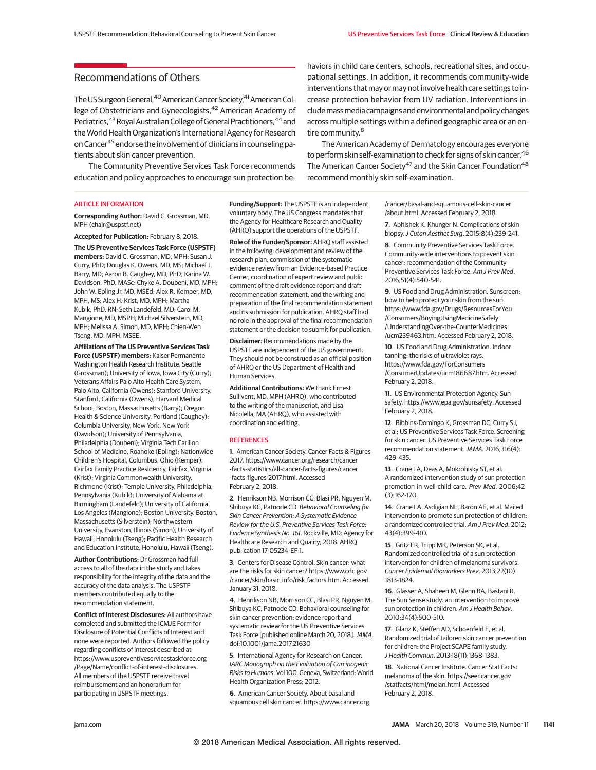## Recommendations of Others

The US Surgeon General,[40] American Cancer Society,[41] American College of Obstetricians and Gynecologists,[42] American Academy of Pediatrics,[43] Royal Australian College of General Practitioners,[44] and the World Health Organization's International Agency for Research on Cancer[45] endorse the involvement of clinicians in counseling patients about skin cancer prevention.

The Community Preventive Services Task Force recommends education and policy approaches to encourage sun protection behaviors in child care centers, schools, recreational sites, and occupational settings. In addition, it recommends community-wide interventions that may or may not involve health care settings to increase protection behavior from UV radiation. Interventions include mass media campaigns and environmental and policy changes across multiple settings within a defined geographic area or an entire community.[8]

The American Academy of Dermatology encourages everyone to perform skin self-examination to check for signs of skin cancer.[46] The American Cancer Society[47] and the Skin Cancer Foundation[48] recommend monthly skin self-examination.

### ARTICLE INFORMATION

**Corresponding Author:** David C. Grossman, MD, MPH (chair@uspstf.net)

**Accepted for Publication:** February 8, 2018.

**The US Preventive Services Task Force (USPSTF) members:** David C. Grossman, MD, MPH; Susan J. Curry, PhD; Douglas K. Owens, MD, MS; Michael J. Barry, MD; Aaron B. Caughey, MD, PhD; Karina W. Davidson, PhD, MASc; Chyke A. Doubeni, MD, MPH; John W. Epling Jr, MD, MSEd; Alex R. Kemper, MD, MPH, MS; Alex H. Krist, MD, MPH; Martha Kubik, PhD, RN; Seth Landefeld, MD; Carol M. Mangione, MD, MSPH; Michael Silverstein, MD, MPH; Melissa A. Simon, MD, MPH; Chien-Wen Tseng, MD, MPH, MSEE.

**Affiliations of The US Preventive Services Task Force (USPSTF) members:** Kaiser Permanente Washington Health Research Institute, Seattle (Grossman); University of Iowa, Iowa City (Curry); Veterans Affairs Palo Alto Health Care System, Palo Alto, California (Owens); Stanford University, Stanford, California (Owens); Harvard Medical School, Boston, Massachusetts (Barry); Oregon Health & Science University, Portland (Caughey); Columbia University, New York, New York (Davidson); University of Pennsylvania, Philadelphia (Doubeni); Virginia Tech Carilion School of Medicine, Roanoke (Epling); Nationwide Children's Hospital, Columbus, Ohio (Kemper); Fairfax Family Practice Residency, Fairfax, Virginia (Krist); Virginia Commonwealth University, Richmond (Krist); Temple University, Philadelphia, Pennsylvania (Kubik); University of Alabama at Birmingham (Landefeld); University of California, Los Angeles (Mangione); Boston University, Boston, Massachusetts (Silverstein); Northwestern University, Evanston, Illinois (Simon); University of Hawaii, Honolulu (Tseng); Pacific Health Research and Education Institute, Honolulu, Hawaii (Tseng).

**Author Contributions:** Dr Grossman had full access to all of the data in the study and takes responsibility for the integrity of the data and the accuracy of the data analysis. The USPSTF members contributed equally to the recommendation statement.

**Conflict of Interest Disclosures:** All authors have completed and submitted the ICMJE Form for Disclosure of Potential Conflicts of Interest and none were reported. Authors followed the policy regarding conflicts of interest described at https://www.uspreventiveservicestaskforce.org/Page/Name/conflict-of-interest-disclosures. All members of the USPSTF receive travel reimbursement and an honorarium for participating in USPSTF meetings.

**Funding/Support:** The USPSTF is an independent, voluntary body. The US Congress mandates that the Agency for Healthcare Research and Quality (AHRQ) support the operations of the USPSTF.

**Role of the Funder/Sponsor:** AHRQ staff assisted in the following: development and review of the research plan, commission of the systematic evidence review from an Evidence-based Practice Center, coordination of expert review and public comment of the draft evidence report and draft recommendation statement, and the writing and preparation of the final recommendation statement and its submission for publication. AHRQ staff had no role in the approval of the final recommendation statement or the decision to submit for publication.

**Disclaimer:** Recommendations made by the USPSTF are independent of the US government. They should not be construed as an official position of AHRQ or the US Department of Health and Human Services.

**Additional Contributions:** We thank Ernest Sullivent, MD, MPH (AHRQ), who contributed to the writing of the manuscript, and Lisa Nicolella, MA (AHRQ), who assisted with coordination and editing.

### REFERENCES

1. American Cancer Society. Cancer Facts & Figures 2017. https://www.cancer.org/research/cancer-facts-statistics/all-cancer-facts-figures/cancer-facts-figures-2017.html. Accessed February 2, 2018.

2. Henrikson NB, Morrison CC, Blasi PR, Nguyen M, Shibuya KC, Patnode CD. *Behavioral Counseling for Skin Cancer Prevention: A Systematic Evidence Review for the U.S. Preventive Services Task Force: Evidence Synthesis No. 161*. Rockville, MD: Agency for Healthcare Research and Quality; 2018. AHRQ publication 17-05234-EF-1.

3. Centers for Disease Control. Skin cancer: what are the risks for skin cancer? https://www.cdc.gov/cancer/skin/basic_info/risk_factors.htm. Accessed January 31, 2018.

4. Henrikson NB, Morrison CC, Blasi PR, Nguyen M, Shibuya KC, Patnode CD. Behavioral counseling for skin cancer prevention: evidence report and systematic review for the US Preventive Services Task Force [published online March 20, 2018]. *JAMA*. doi:10.1001/jama.2017.21630

5. International Agency for Research on Cancer. *IARC Monograph on the Evaluation of Carcinogenic Risks to Humans*. Vol 100. Geneva, Switzerland: World Health Organization Press; 2012.

6. American Cancer Society. About basal and squamous cell skin cancer. https://www.cancer.org/cancer/basal-and-squamous-cell-skin-cancer/about.html. Accessed February 2, 2018.

7. Abhishek K, Khunger N. Complications of skin biopsy. *J Cutan Aesthet Surg*. 2015;8(4):239-241.

8. Community Preventive Services Task Force. Community-wide interventions to prevent skin cancer: recommendation of the Community Preventive Services Task Force. *Am J Prev Med*. 2016;51(4):540-541.

9. US Food and Drug Administration. Sunscreen: how to help protect your skin from the sun. https://www.fda.gov/Drugs/ResourcesForYou/Consumers/BuyingUsingMedicineSafely/UnderstandingOver-the-CounterMedicines/ucm239463.htm. Accessed February 2, 2018.

10. US Food and Drug Administration. Indoor tanning: the risks of ultraviolet rays. https://www.fda.gov/ForConsumers/ConsumerUpdates/ucm186687.htm. Accessed February 2, 2018.

11. US Environmental Protection Agency. Sun safety. https://www.epa.gov/sunsafety. Accessed February 2, 2018.

12. Bibbins-Domingo K, Grossman DC, Curry SJ, et al; US Preventive Services Task Force. Screening for skin cancer: US Preventive Services Task Force recommendation statement. *JAMA*. 2016;316(4):429-435.

13. Crane LA, Deas A, Mokrohisky ST, et al. A randomized intervention study of sun protection promotion in well-child care. *Prev Med*. 2006;42(3):162-170.

14. Crane LA, Asdigian NL, Barón AE, et al. Mailed intervention to promote sun protection of children: a randomized controlled trial. *Am J Prev Med*. 2012;43(4):399-410.

15. Gritz ER, Tripp MK, Peterson SK, et al. Randomized controlled trial of a sun protection intervention for children of melanoma survivors. *Cancer Epidemiol Biomarkers Prev*. 2013;22(10):1813-1824.

16. Glasser A, Shaheen M, Glenn BA, Bastani R. The Sun Sense study: an intervention to improve sun protection in children. *Am J Health Behav*. 2010;34(4):500-510.

17. Glanz K, Steffen AD, Schoenfeld E, et al. Randomized trial of tailored skin cancer prevention for children: the Project SCAPE family study. *J Health Commun*. 2013;18(11):1368-1383.

18. National Cancer Institute. Cancer Stat Facts: melanoma of the skin. https://seer.cancer.gov/statfacts/html/melan.html. Accessed February 2, 2018.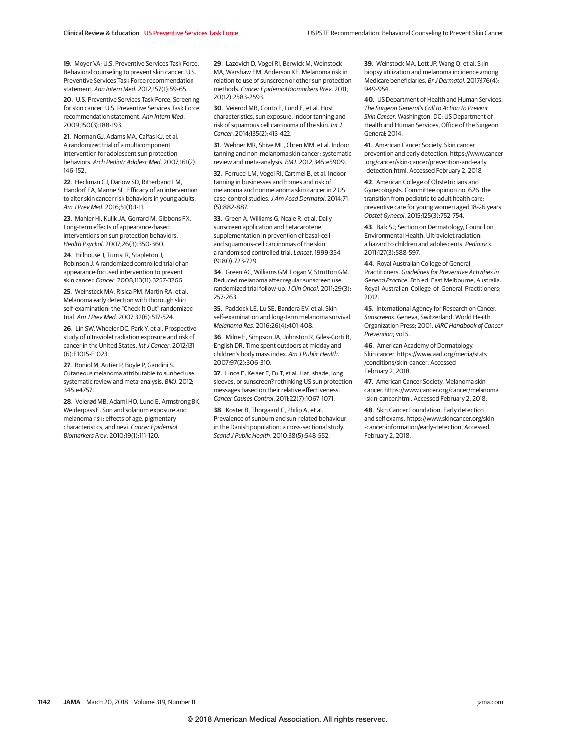19. Moyer VA; U.S. Preventive Services Task Force. Behavioral counseling to prevent skin cancer: U.S. Preventive Services Task Force recommendation statement. *Ann Intern Med*. 2012;157(1):59-65.

20. U.S. Preventive Services Task Force. Screening for skin cancer: U.S. Preventive Services Task Force recommendation statement. *Ann Intern Med*. 2009;150(3):188-193.

21. Norman GJ, Adams MA, Calfas KJ, et al. A randomized trial of a multicomponent intervention for adolescent sun protection behaviors. *Arch Pediatr Adolesc Med*. 2007;161(2):146-152.

22. Heckman CJ, Darlow SD, Ritterband LM, Handorf EA, Manne SL. Efficacy of an intervention to alter skin cancer risk behaviors in young adults. *Am J Prev Med*. 2016;51(1):1-11.

23. Mahler HI, Kulik JA, Gerrard M, Gibbons FX. Long-term effects of appearance-based interventions on sun protection behaviors. *Health Psychol*. 2007;26(3):350-360.

24. Hillhouse J, Turrisi R, Stapleton J, Robinson J. A randomized controlled trial of an appearance-focused intervention to prevent skin cancer. *Cancer*. 2008;113(11):3257-3266.

25. Weinstock MA, Risica PM, Martin RA, et al. Melanoma early detection with thorough skin self-examination: the "Check It Out" randomized trial. *Am J Prev Med*. 2007;32(6):517-524.

26. Lin SW, Wheeler DC, Park Y, et al. Prospective study of ultraviolet radiation exposure and risk of cancer in the United States. *Int J Cancer*. 2012;131(6):E1015-E1023.

27. Boniol M, Autier P, Boyle P, Gandini S. Cutaneous melanoma attributable to sunbed use: systematic review and meta-analysis. *BMJ*. 2012;345:e4757.

28. Veierød MB, Adami HO, Lund E, Armstrong BK, Weiderpass E. Sun and solarium exposure and melanoma risk: effects of age, pigmentary characteristics, and nevi. *Cancer Epidemiol Biomarkers Prev*. 2010;19(1):111-120.

29. Lazovich D, Vogel RI, Berwick M, Weinstock MA, Warshaw EM, Anderson KE. Melanoma risk in relation to use of sunscreen or other sun protection methods. *Cancer Epidemiol Biomarkers Prev*. 2011;20(12):2583-2593.

30. Veierod MB, Couto E, Lund E, et al. Host characteristics, sun exposure, indoor tanning and risk of squamous cell carcinoma of the skin. *Int J Cancer*. 2014;135(2):413-422.

31. Wehner MR, Shive ML, Chren MM, et al. Indoor tanning and non-melanoma skin cancer: systematic review and meta-analysis. *BMJ*. 2012;345:e5909.

32. Ferrucci LM, Vogel RI, Cartmel B, et al. Indoor tanning in businesses and homes and risk of melanoma and nonmelanoma skin cancer in 2 US case-control studies. *J Am Acad Dermatol*. 2014;71(5):882-887.

33. Green A, Williams G, Neale R, et al. Daily sunscreen application and betacarotene supplementation in prevention of basal-cell and squamous-cell carcinomas of the skin: a randomised controlled trial. *Lancet*. 1999;354(9180):723-729.

34. Green AC, Williams GM, Logan V, Strutton GM. Reduced melanoma after regular sunscreen use: randomized trial follow-up. *J Clin Oncol*. 2011;29(3):257-263.

35. Paddock LE, Lu SE, Bandera EV, et al. Skin self-examination and long-term melanoma survival. *Melanoma Res*. 2016;26(4):401-408.

36. Milne E, Simpson JA, Johnston R, Giles-Corti B, English DR. Time spent outdoors at midday and children's body mass index. *Am J Public Health*. 2007;97(2):306-310.

37. Linos E, Keiser E, Fu T, et al. Hat, shade, long sleeves, or sunscreen? rethinking US sun protection messages based on their relative effectiveness. *Cancer Causes Control*. 2011;22(7):1067-1071.

38. Koster B, Thorgaard C, Philip A, et al. Prevalence of sunburn and sun-related behaviour in the Danish population: a cross-sectional study. *Scand J Public Health*. 2010;38(5):548-552.

39. Weinstock MA, Lott JP, Wang Q, et al. Skin biopsy utilization and melanoma incidence among Medicare beneficiaries. *Br J Dermatol*. 2017;176(4):949-954.

40. US Department of Health and Human Services. *The Surgeon General's Call to Action to Prevent Skin Cancer*. Washington, DC: US Department of Health and Human Services, Office of the Surgeon General; 2014.

41. American Cancer Society. Skin cancer prevention and early detection. https://www.cancer.org/cancer/skin-cancer/prevention-and-early-detection.html. Accessed February 2, 2018.

42. American College of Obstetricians and Gynecologists. Committee opinion no. 626: the transition from pediatric to adult health care: preventive care for young women aged 18-26 years. *Obstet Gynecol*. 2015;125(3):752-754.

43. Balk SJ; Section on Dermatology, Council on Environmental Health. Ultraviolet radiation: a hazard to children and adolescents. *Pediatrics*. 2011;127(3):588-597.

44. Royal Australian College of General Practitioners. *Guidelines for Preventive Activities in General Practice*. 8th ed. East Melbourne, Australia: Royal Australian College of General Practitioners; 2012.

45. International Agency for Research on Cancer. *Sunscreens*. Geneva, Switzerland: World Health Organization Press; 2001. *IARC Handbook of Cancer Prevention*; vol 5.

46. American Academy of Dermatology. Skin cancer. https://www.aad.org/media/stats/conditions/skin-cancer. Accessed February 2, 2018.

47. American Cancer Society. Melanoma skin cancer. https://www.cancer.org/cancer/melanoma-skin-cancer.html. Accessed February 2, 2018.

48. Skin Cancer Foundation. Early detection and self exams. https://www.skincancer.org/skin-cancer-information/early-detection. Accessed February 2, 2018.